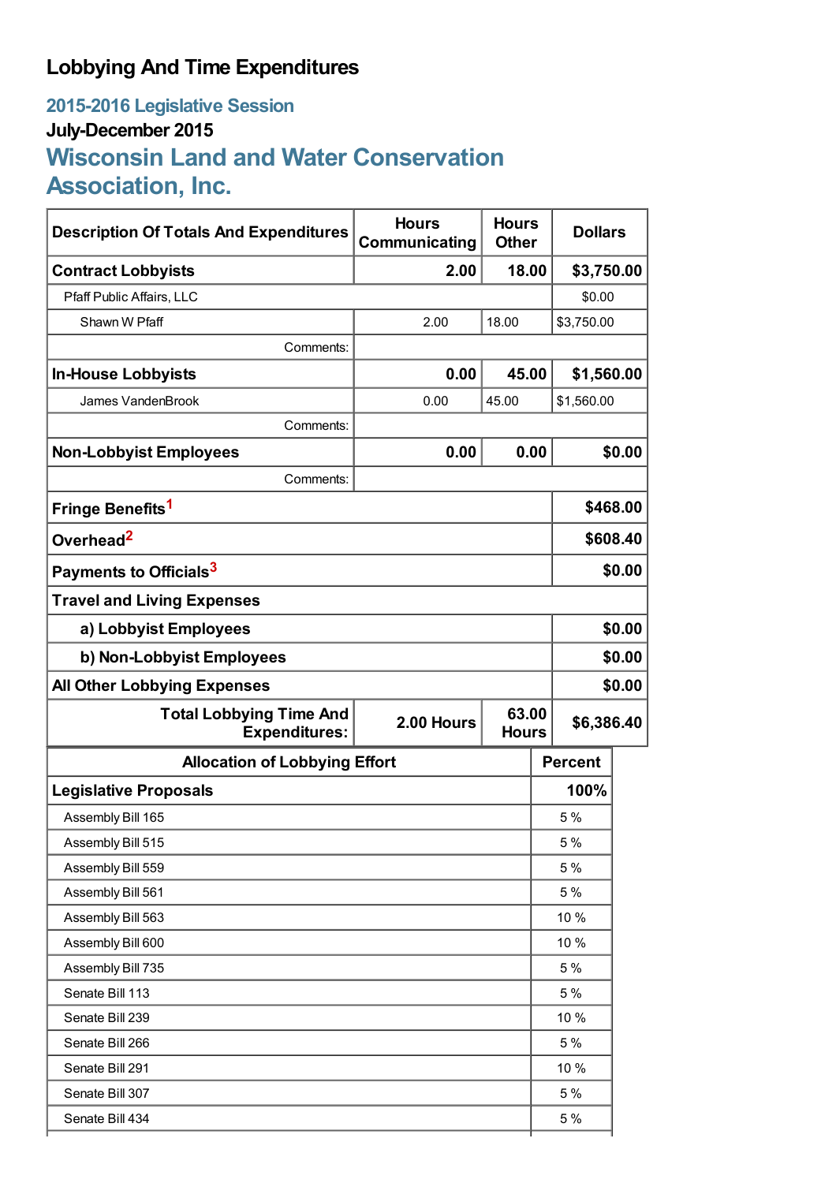# Lobbying And Time Expenditures

## 2015-2016 Legislative Session

### July-December 2015

## Wisconsin Land and Water Conservation Association, Inc.

| Description Of Totals And Expenditures | Hours Communicating | Hours Other | Dollars |
|---|---|---|---|
| **Contract Lobbyists** | **2.00** | **18.00** | **$3,750.00** |
| Pfaff Public Affairs, LLC | | | $0.00 |
| Shawn W Pfaff | 2.00 | 18.00 | $3,750.00 |
| Comments: | | | |
| **In-House Lobbyists** | **0.00** | **45.00** | **$1,560.00** |
| James VandenBrook | 0.00 | 45.00 | $1,560.00 |
| Comments: | | | |
| **Non-Lobbyist Employees** | **0.00** | **0.00** | **$0.00** |
| Comments: | | | |
| **Fringe Benefits**[1] | | | **$468.00** |
| **Overhead**[2] | | | **$608.40** |
| **Payments to Officials**[3] | | | **$0.00** |
| **Travel and Living Expenses** | | | |
| **a) Lobbyist Employees** | | | **$0.00** |
| **b) Non-Lobbyist Employees** | | | **$0.00** |
| **All Other Lobbying Expenses** | | | **$0.00** |
| **Total Lobbying Time And Expenditures:** | **2.00 Hours** | **63.00 Hours** | **$6,386.40** |

| Allocation of Lobbying Effort | Percent |
|---|---|
| **Legislative Proposals** | **100%** |
| Assembly Bill 165 | 5 % |
| Assembly Bill 515 | 5 % |
| Assembly Bill 559 | 5 % |
| Assembly Bill 561 | 5 % |
| Assembly Bill 563 | 10 % |
| Assembly Bill 600 | 10 % |
| Assembly Bill 735 | 5 % |
| Senate Bill 113 | 5 % |
| Senate Bill 239 | 10 % |
| Senate Bill 266 | 5 % |
| Senate Bill 291 | 10 % |
| Senate Bill 307 | 5 % |
| Senate Bill 434 | 5 % |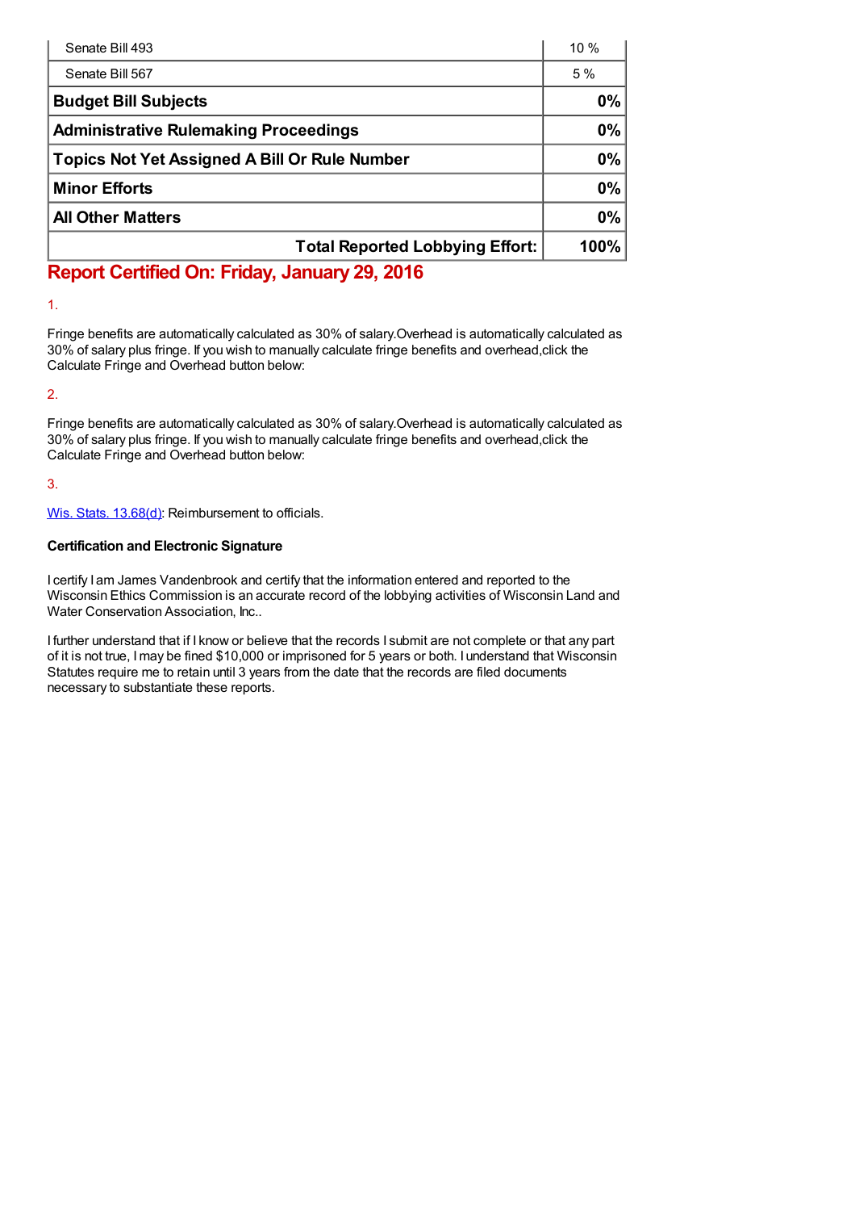| | |
|---|---|
| Senate Bill 493 | 10 % |
| Senate Bill 567 | 5 % |
| **Budget Bill Subjects** | **0%** |
| **Administrative Rulemaking Proceedings** | **0%** |
| **Topics Not Yet Assigned A Bill Or Rule Number** | **0%** |
| **Minor Efforts** | **0%** |
| **All Other Matters** | **0%** |
| **Total Reported Lobbying Effort:** | **100%** |

## Report Certified On: Friday, January 29, 2016

1.

Fringe benefits are automatically calculated as 30% of salary.Overhead is automatically calculated as 30% of salary plus fringe. If you wish to manually calculate fringe benefits and overhead,click the Calculate Fringe and Overhead button below:

2.

Fringe benefits are automatically calculated as 30% of salary.Overhead is automatically calculated as 30% of salary plus fringe. If you wish to manually calculate fringe benefits and overhead,click the Calculate Fringe and Overhead button below:

3.

Wis. Stats. 13.68(d): Reimbursement to officials.

**Certification and Electronic Signature**

I certify I am James Vandenbrook and certify that the information entered and reported to the Wisconsin Ethics Commission is an accurate record of the lobbying activities of Wisconsin Land and Water Conservation Association, Inc..

I further understand that if I know or believe that the records I submit are not complete or that any part of it is not true, I may be fined $10,000 or imprisoned for 5 years or both. I understand that Wisconsin Statutes require me to retain until 3 years from the date that the records are filed documents necessary to substantiate these reports.